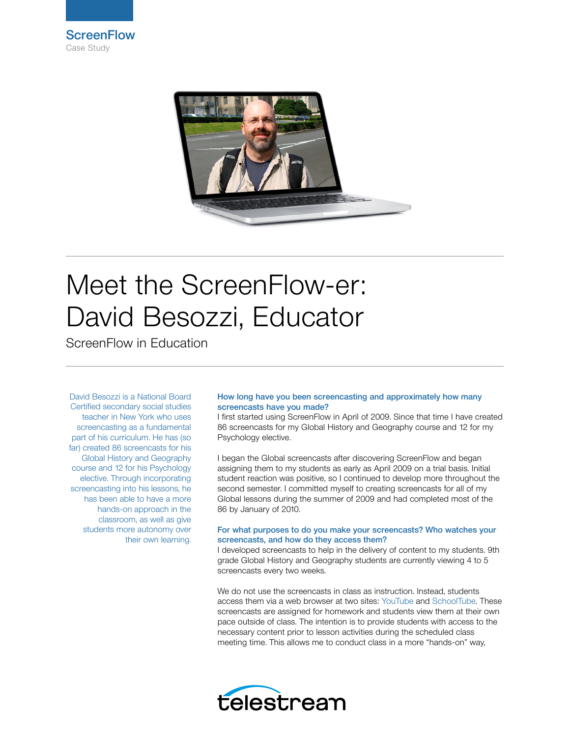ScreenFlow

Case Study

# Meet the ScreenFlow-er: David Besozzi, Educator

ScreenFlow in Education

David Besozzi is a National Board Certified secondary social studies teacher in New York who uses screencasting as a fundamental part of his curriculum. He has (so far) created 86 screencasts for his Global History and Geography course and 12 for his Psychology elective. Through incorporating screencasting into his lessons, he has been able to have a more hands-on approach in the classroom, as well as give students more autonomy over their own learning.

### How long have you been screencasting and approximately how many screencasts have you made?

I first started using ScreenFlow in April of 2009. Since that time I have created 86 screencasts for my Global History and Geography course and 12 for my Psychology elective.

I began the Global screencasts after discovering ScreenFlow and began assigning them to my students as early as April 2009 on a trial basis. Initial student reaction was positive, so I continued to develop more throughout the second semester. I committed myself to creating screencasts for all of my Global lessons during the summer of 2009 and had completed most of the 86 by January of 2010.

### For what purposes to do you make your screencasts? Who watches your screencasts, and how do they access them?

I developed screencasts to help in the delivery of content to my students. 9th grade Global History and Geography students are currently viewing 4 to 5 screencasts every two weeks.

We do not use the screencasts in class as instruction. Instead, students access them via a web browser at two sites: YouTube and SchoolTube. These screencasts are assigned for homework and students view them at their own pace outside of class. The intention is to provide students with access to the necessary content prior to lesson activities during the scheduled class meeting time. This allows me to conduct class in a more “hands-on” way,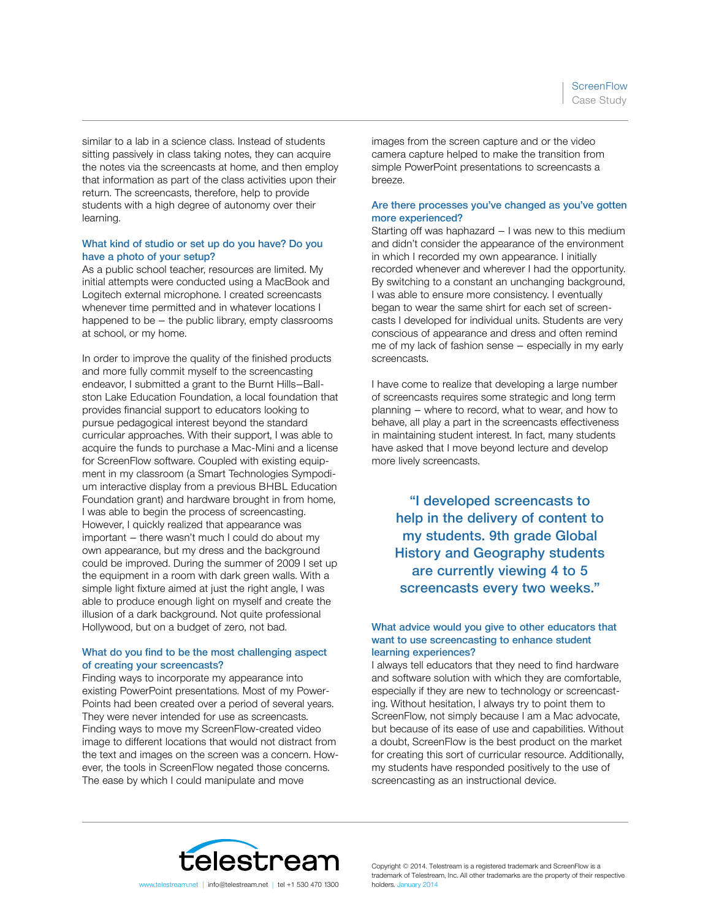similar to a lab in a science class. Instead of students sitting passively in class taking notes, they can acquire the notes via the screencasts at home, and then employ that information as part of the class activities upon their return. The screencasts, therefore, help to provide students with a high degree of autonomy over their learning.

### What kind of studio or set up do you have? Do you have a photo of your setup?

As a public school teacher, resources are limited. My initial attempts were conducted using a MacBook and Logitech external microphone. I created screencasts whenever time permitted and in whatever locations I happened to be – the public library, empty classrooms at school, or my home.

In order to improve the quality of the finished products and more fully commit myself to the screencasting endeavor, I submitted a grant to the Burnt Hills–Ballston Lake Education Foundation, a local foundation that provides financial support to educators looking to pursue pedagogical interest beyond the standard curricular approaches. With their support, I was able to acquire the funds to purchase a Mac-Mini and a license for ScreenFlow software. Coupled with existing equipment in my classroom (a Smart Technologies Sympodium interactive display from a previous BHBL Education Foundation grant) and hardware brought in from home, I was able to begin the process of screencasting. However, I quickly realized that appearance was important – there wasn't much I could do about my own appearance, but my dress and the background could be improved. During the summer of 2009 I set up the equipment in a room with dark green walls. With a simple light fixture aimed at just the right angle, I was able to produce enough light on myself and create the illusion of a dark background. Not quite professional Hollywood, but on a budget of zero, not bad.

### What do you find to be the most challenging aspect of creating your screencasts?

Finding ways to incorporate my appearance into existing PowerPoint presentations. Most of my PowerPoints had been created over a period of several years. They were never intended for use as screencasts. Finding ways to move my ScreenFlow-created video image to different locations that would not distract from the text and images on the screen was a concern. However, the tools in ScreenFlow negated those concerns. The ease by which I could manipulate and move images from the screen capture and or the video camera capture helped to make the transition from simple PowerPoint presentations to screencasts a breeze.

### Are there processes you've changed as you've gotten more experienced?

Starting off was haphazard – I was new to this medium and didn't consider the appearance of the environment in which I recorded my own appearance. I initially recorded whenever and wherever I had the opportunity. By switching to a constant an unchanging background, I was able to ensure more consistency. I eventually began to wear the same shirt for each set of screencasts I developed for individual units. Students are very conscious of appearance and dress and often remind me of my lack of fashion sense – especially in my early screencasts.

I have come to realize that developing a large number of screencasts requires some strategic and long term planning – where to record, what to wear, and how to behave, all play a part in the screencasts effectiveness in maintaining student interest. In fact, many students have asked that I move beyond lecture and develop more lively screencasts.

> **"I developed screencasts to help in the delivery of content to my students. 9th grade Global History and Geography students are currently viewing 4 to 5 screencasts every two weeks."**

### What advice would you give to other educators that want to use screencasting to enhance student learning experiences?

I always tell educators that they need to find hardware and software solution with which they are comfortable, especially if they are new to technology or screencasting. Without hesitation, I always try to point them to ScreenFlow, not simply because I am a Mac advocate, but because of its ease of use and capabilities. Without a doubt, ScreenFlow is the best product on the market for creating this sort of curricular resource. Additionally, my students have responded positively to the use of screencasting as an instructional device.

telestream

www.telestream.net | info@telestream.net | tel +1 530 470 1300

Copyright © 2014. Telestream is a registered trademark and ScreenFlow is a trademark of Telestream, Inc. All other trademarks are the property of their respective holders. January 2014